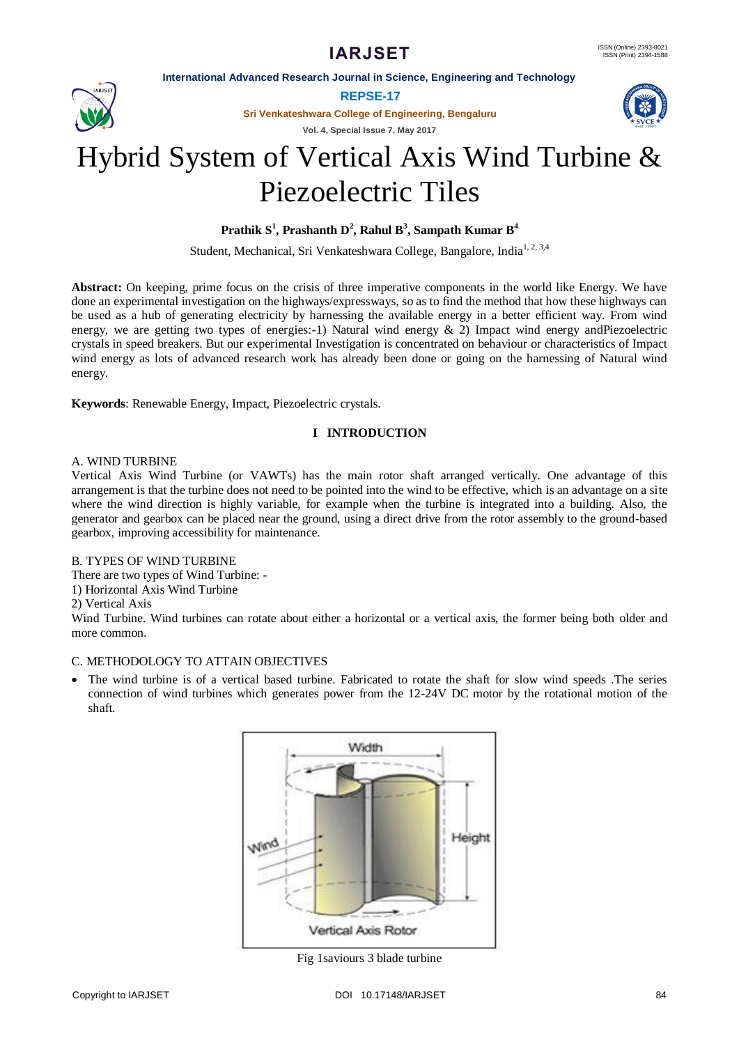# Hybrid System of Vertical Axis Wind Turbine & Piezoelectric Tiles

**Prathik S[1], Prashanth D[2], Rahul B[3], Sampath Kumar B[4]**

Student, Mechanical, Sri Venkateshwara College, Bangalore, India[1, 2, 3,4]

**Abstract:** On keeping, prime focus on the crisis of three imperative components in the world like Energy. We have done an experimental investigation on the highways/expressways, so as to find the method that how these highways can be used as a hub of generating electricity by harnessing the available energy in a better efficient way. From wind energy, we are getting two types of energies:-1) Natural wind energy & 2) Impact wind energy andPiezoelectric crystals in speed breakers. But our experimental Investigation is concentrated on behaviour or characteristics of Impact wind energy as lots of advanced research work has already been done or going on the harnessing of Natural wind energy.

**Keywords**: Renewable Energy, Impact, Piezoelectric crystals.

## I INTRODUCTION

A. WIND TURBINE

Vertical Axis Wind Turbine (or VAWTs) has the main rotor shaft arranged vertically. One advantage of this arrangement is that the turbine does not need to be pointed into the wind to be effective, which is an advantage on a site where the wind direction is highly variable, for example when the turbine is integrated into a building. Also, the generator and gearbox can be placed near the ground, using a direct drive from the rotor assembly to the ground-based gearbox, improving accessibility for maintenance.

B. TYPES OF WIND TURBINE

There are two types of Wind Turbine: -

1) Horizontal Axis Wind Turbine
2) Vertical Axis

Wind Turbine. Wind turbines can rotate about either a horizontal or a vertical axis, the former being both older and more common.

C. METHODOLOGY TO ATTAIN OBJECTIVES

- The wind turbine is of a vertical based turbine. Fabricated to rotate the shaft for slow wind speeds .The series connection of wind turbines which generates power from the 12-24V DC motor by the rotational motion of the shaft.

Fig 1saviours 3 blade turbine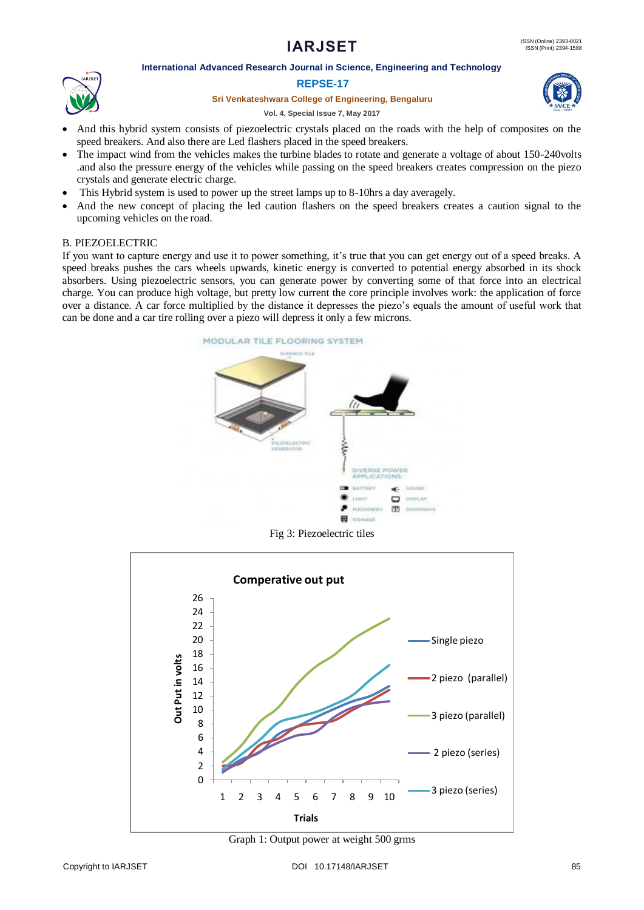- And this hybrid system consists of piezoelectric crystals placed on the roads with the help of composites on the speed breakers. And also there are Led flashers placed in the speed breakers.
- The impact wind from the vehicles makes the turbine blades to rotate and generate a voltage of about 150-240volts .and also the pressure energy of the vehicles while passing on the speed breakers creates compression on the piezo crystals and generate electric charge.
- This Hybrid system is used to power up the street lamps up to 8-10hrs a day averagely.
- And the new concept of placing the led caution flashers on the speed breakers creates a caution signal to the upcoming vehicles on the road.

B. PIEZOELECTRIC

If you want to capture energy and use it to power something, it's true that you can get energy out of a speed breaks. A speed breaks pushes the cars wheels upwards, kinetic energy is converted to potential energy absorbed in its shock absorbers. Using piezoelectric sensors, you can generate power by converting some of that force into an electrical charge. You can produce high voltage, but pretty low current the core principle involves work: the application of force over a distance. A car force multiplied by the distance it depresses the piezo's equals the amount of useful work that can be done and a car tire rolling over a piezo will depress it only a few microns.

Fig 3: Piezoelectric tiles

Graph 1: Output power at weight 500 grms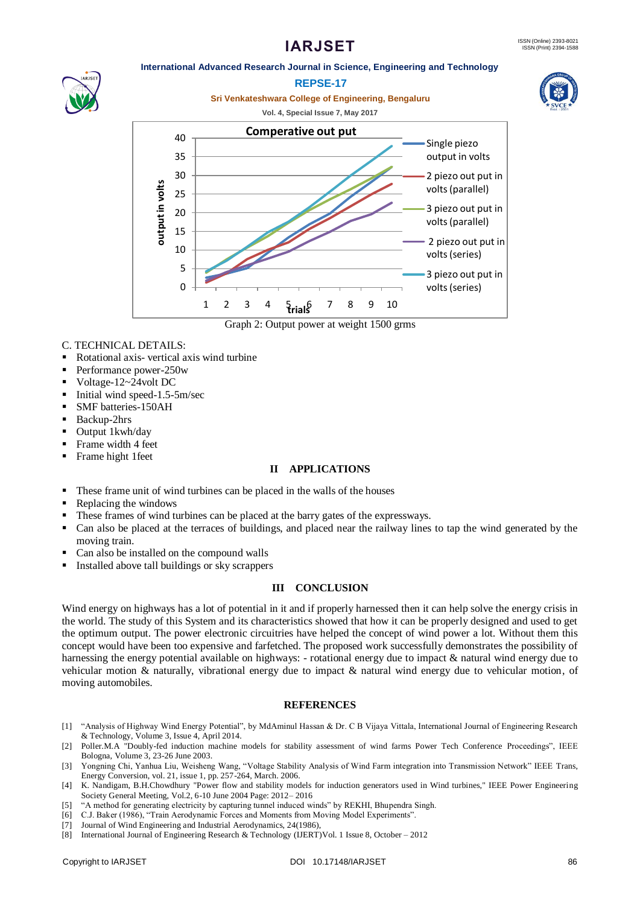Comperative out put

40
35
30
25
20
15
10
5
0

output in volts

1 2 3 4 5 6 7 8 9 10

trials

Single piezo output in volts

2 piezo out put in volts (parallel)

3 piezo out put in volts (parallel)

2 piezo out put in volts (series)

3 piezo out put in volts (series)

Graph 2: Output power at weight 1500 grms

C. TECHNICAL DETAILS:

- Rotational axis- vertical axis wind turbine
- Performance power-250w
- Voltage-12~24volt DC
- Initial wind speed-1.5-5m/sec
- SMF batteries-150AH
- Backup-2hrs
- Output 1kwh/day
- Frame width 4 feet
- Frame hight 1feet

## II APPLICATIONS

- These frame unit of wind turbines can be placed in the walls of the houses
- Replacing the windows
- These frames of wind turbines can be placed at the barry gates of the expressways.
- Can also be placed at the terraces of buildings, and placed near the railway lines to tap the wind generated by the moving train.
- Can also be installed on the compound walls
- Installed above tall buildings or sky scrappers

## III CONCLUSION

Wind energy on highways has a lot of potential in it and if properly harnessed then it can help solve the energy crisis in the world. The study of this System and its characteristics showed that how it can be properly designed and used to get the optimum output. The power electronic circuitries have helped the concept of wind power a lot. Without them this concept would have been too expensive and farfetched. The proposed work successfully demonstrates the possibility of harnessing the energy potential available on highways: - rotational energy due to impact & natural wind energy due to vehicular motion & naturally, vibrational energy due to impact & natural wind energy due to vehicular motion, of moving automobiles.

## REFERENCES

[1] "Analysis of Highway Wind Energy Potential", by MdAminul Hassan & Dr. C B Vijaya Vittala, International Journal of Engineering Research & Technology, Volume 3, Issue 4, April 2014.

[2] Poller.M.A "Doubly-fed induction machine models for stability assessment of wind farms Power Tech Conference Proceedings", IEEE Bologna, Volume 3, 23-26 June 2003.

[3] Yongning Chi, Yanhua Liu, Weisheng Wang, "Voltage Stability Analysis of Wind Farm integration into Transmission Network" IEEE Trans, Energy Conversion, vol. 21, issue 1, pp. 257-264, March. 2006.

[4] K. Nandigam, B.H.Chowdhury "Power flow and stability models for induction generators used in Wind turbines," IEEE Power Engineering Society General Meeting, Vol.2, 6-10 June 2004 Page: 2012– 2016

[5] "A method for generating electricity by capturing tunnel induced winds" by REKHI, Bhupendra Singh.

[6] C.J. Baker (1986), "Train Aerodynamic Forces and Moments from Moving Model Experiments".

[7] Journal of Wind Engineering and Industrial Aerodynamics, 24(1986),

[8] International Journal of Engineering Research & Technology (IJERT)Vol. 1 Issue 8, October – 2012